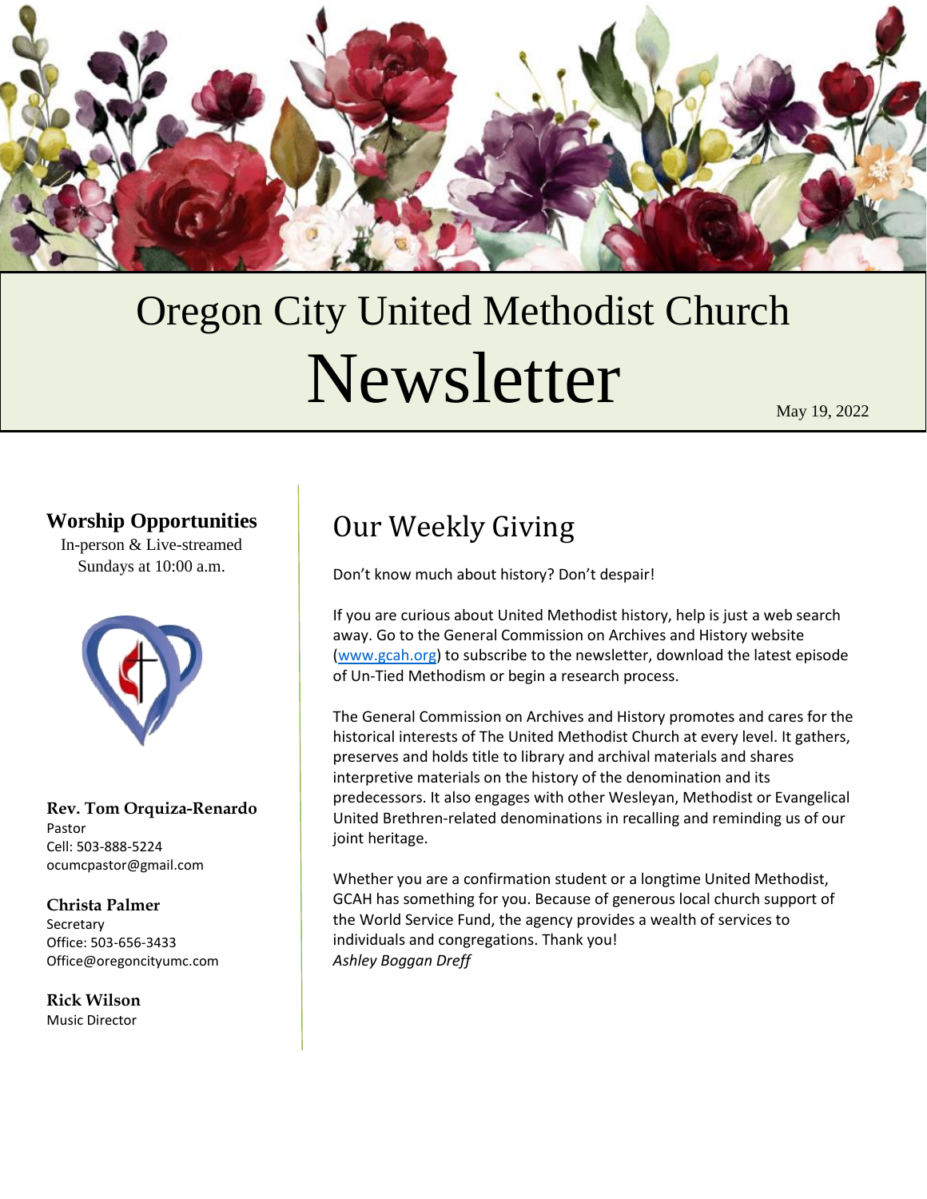# Oregon City United Methodist Church

# Newsletter

May 19, 2022

## Worship Opportunities

In-person & Live-streamed
Sundays at 10:00 a.m.

**Rev. Tom Orquiza-Renardo**
Pastor
Cell: 503-888-5224
ocumcpastor@gmail.com

**Christa Palmer**
Secretary
Office: 503-656-3433
Office@oregoncityumc.com

**Rick Wilson**
Music Director

## Our Weekly Giving

Don't know much about history? Don't despair!

If you are curious about United Methodist history, help is just a web search away. Go to the General Commission on Archives and History website (www.gcah.org) to subscribe to the newsletter, download the latest episode of Un-Tied Methodism or begin a research process.

The General Commission on Archives and History promotes and cares for the historical interests of The United Methodist Church at every level. It gathers, preserves and holds title to library and archival materials and shares interpretive materials on the history of the denomination and its predecessors. It also engages with other Wesleyan, Methodist or Evangelical United Brethren-related denominations in recalling and reminding us of our joint heritage.

Whether you are a confirmation student or a longtime United Methodist, GCAH has something for you. Because of generous local church support of the World Service Fund, the agency provides a wealth of services to individuals and congregations. Thank you!
*Ashley Boggan Dreff*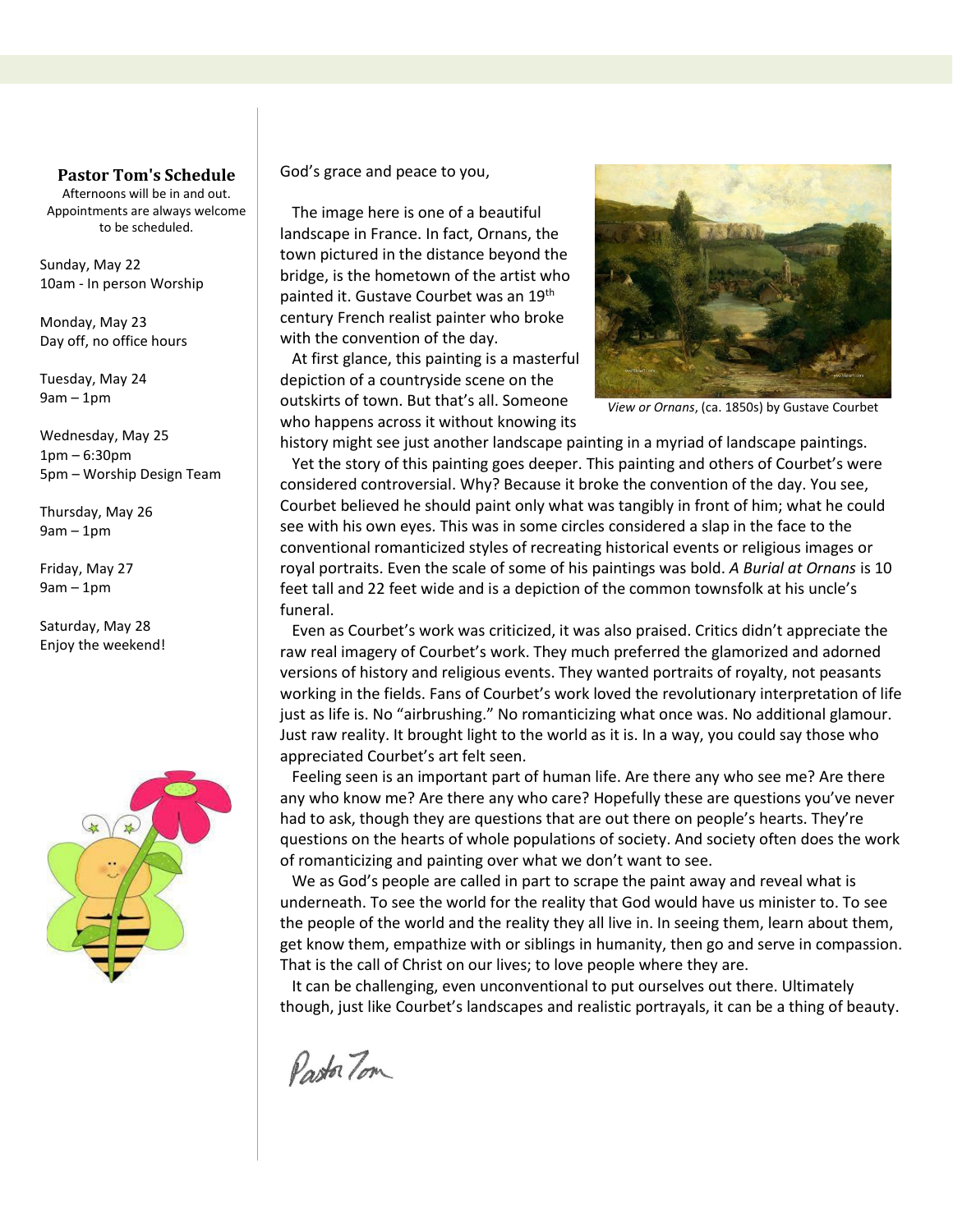**Pastor Tom's Schedule**

Afternoons will be in and out. Appointments are always welcome to be scheduled.

Sunday, May 22
10am - In person Worship

Monday, May 23
Day off, no office hours

Tuesday, May 24
9am – 1pm

Wednesday, May 25
1pm – 6:30pm
5pm – Worship Design Team

Thursday, May 26
9am – 1pm

Friday, May 27
9am – 1pm

Saturday, May 28
Enjoy the weekend!

God's grace and peace to you,

The image here is one of a beautiful landscape in France. In fact, Ornans, the town pictured in the distance beyond the bridge, is the hometown of the artist who painted it. Gustave Courbet was an 19th century French realist painter who broke with the convention of the day.

At first glance, this painting is a masterful depiction of a countryside scene on the outskirts of town. But that's all. Someone who happens across it without knowing its history might see just another landscape painting in a myriad of landscape paintings.

*View or Ornans*, (ca. 1850s) by Gustave Courbet

Yet the story of this painting goes deeper. This painting and others of Courbet's were considered controversial. Why? Because it broke the convention of the day. You see, Courbet believed he should paint only what was tangibly in front of him; what he could see with his own eyes. This was in some circles considered a slap in the face to the conventional romanticized styles of recreating historical events or religious images or royal portraits. Even the scale of some of his paintings was bold. *A Burial at Ornans* is 10 feet tall and 22 feet wide and is a depiction of the common townsfolk at his uncle's funeral.

Even as Courbet's work was criticized, it was also praised. Critics didn't appreciate the raw real imagery of Courbet's work. They much preferred the glamorized and adorned versions of history and religious events. They wanted portraits of royalty, not peasants working in the fields. Fans of Courbet's work loved the revolutionary interpretation of life just as life is. No "airbrushing." No romanticizing what once was. No additional glamour. Just raw reality. It brought light to the world as it is. In a way, you could say those who appreciated Courbet's art felt seen.

Feeling seen is an important part of human life. Are there any who see me? Are there any who know me? Are there any who care? Hopefully these are questions you've never had to ask, though they are questions that are out there on people's hearts. They're questions on the hearts of whole populations of society. And society often does the work of romanticizing and painting over what we don't want to see.

We as God's people are called in part to scrape the paint away and reveal what is underneath. To see the world for the reality that God would have us minister to. To see the people of the world and the reality they all live in. In seeing them, learn about them, get know them, empathize with or siblings in humanity, then go and serve in compassion. That is the call of Christ on our lives; to love people where they are.

It can be challenging, even unconventional to put ourselves out there. Ultimately though, just like Courbet's landscapes and realistic portrayals, it can be a thing of beauty.

Pastor Tom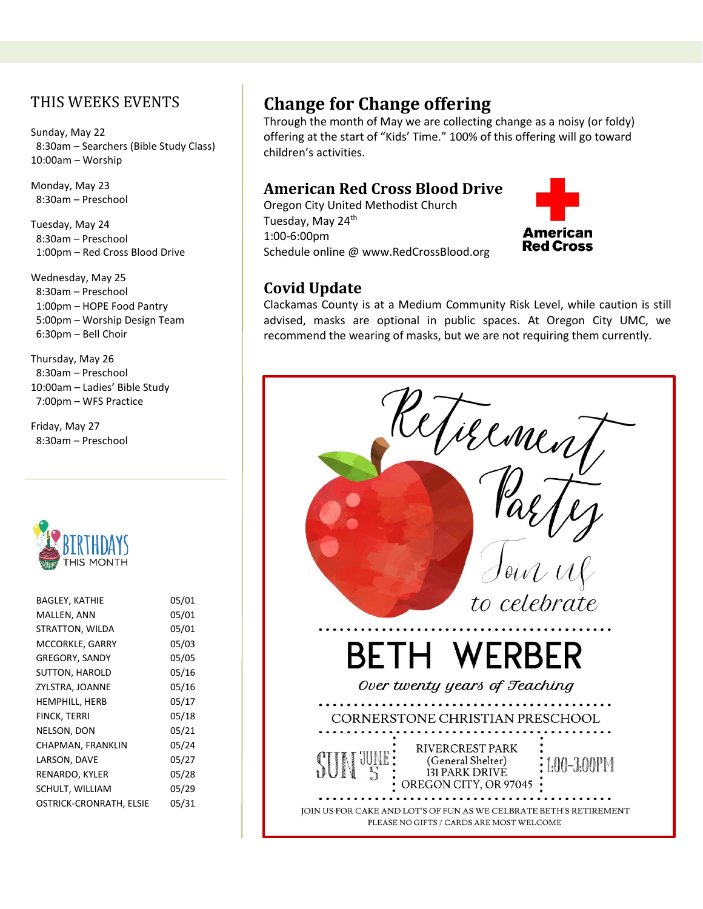## THIS WEEKS EVENTS

Sunday, May 22
8:30am – Searchers (Bible Study Class)
10:00am – Worship

Monday, May 23
8:30am – Preschool

Tuesday, May 24
8:30am – Preschool
1:00pm – Red Cross Blood Drive

Wednesday, May 25
8:30am – Preschool
1:00pm – HOPE Food Pantry
5:00pm – Worship Design Team
6:30pm – Bell Choir

Thursday, May 26
8:30am – Preschool
10:00am – Ladies' Bible Study
7:00pm – WFS Practice

Friday, May 27
8:30am – Preschool

BIRTHDAYS THIS MONTH

| | |
|---|---|
| BAGLEY, KATHIE | 05/01 |
| MALLEN, ANN | 05/01 |
| STRATTON, WILDA | 05/01 |
| MCCORKLE, GARRY | 05/03 |
| GREGORY, SANDY | 05/05 |
| SUTTON, HAROLD | 05/16 |
| ZYLSTRA, JOANNE | 05/16 |
| HEMPHILL, HERB | 05/17 |
| FINCK, TERRI | 05/18 |
| NELSON, DON | 05/21 |
| CHAPMAN, FRANKLIN | 05/24 |
| LARSON, DAVE | 05/27 |
| RENARDO, KYLER | 05/28 |
| SCHULT, WILLIAM | 05/29 |
| OSTRICK-CRONRATH, ELSIE | 05/31 |

## Change for Change offering

Through the month of May we are collecting change as a noisy (or foldy) offering at the start of "Kids' Time." 100% of this offering will go toward children's activities.

## American Red Cross Blood Drive

Oregon City United Methodist Church
Tuesday, May 24th
1:00-6:00pm
Schedule online @ www.RedCrossBlood.org

American Red Cross

## Covid Update

Clackamas County is at a Medium Community Risk Level, while caution is still advised, masks are optional in public spaces. At Oregon City UMC, we recommend the wearing of masks, but we are not requiring them currently.

*Retirement Party*

*Join us to celebrate*

**BETH WERBER**

*Over twenty years of Teaching*

CORNERSTONE CHRISTIAN PRESCHOOL

SUN JUNE 5

RIVERCREST PARK
(General Shelter)
131 PARK DRIVE
OREGON CITY, OR 97045

1:00-3:00PM

JOIN US FOR CAKE AND LOT'S OF FUN AS WE CELBRATE BETH'S RETIREMENT
PLEASE NO GIFTS / CARDS ARE MOST WELCOME